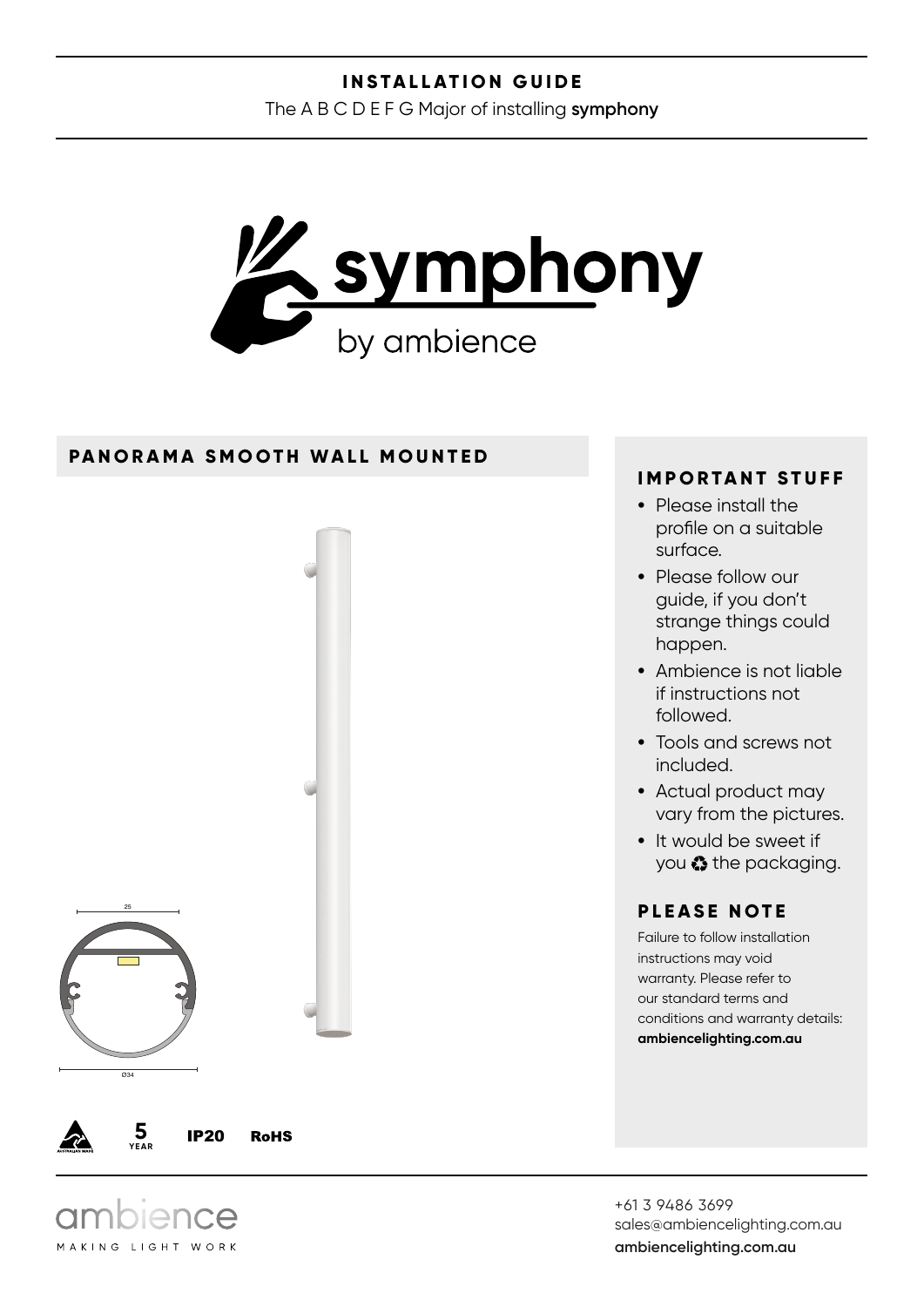**INSTALLATION GUIDE**

The A B C D E F G Major of installing **symphony**

# symphony

by ambience

## PANORAMA SMOOTH WALL MOUNTED

25

Ø34

5 YEAR IP20 RoHS

## IMPORTANT STUFF

- Please install the profile on a suitable surface.
- Please follow our guide, if you don't strange things could happen.
- Ambience is not liable if instructions not followed.
- Tools and screws not included.
- Actual product may vary from the pictures.
- It would be sweet if you ♻ the packaging.

## PLEASE NOTE

Failure to follow installation instructions may void warranty. Please refer to our standard terms and conditions and warranty details: **ambiencelighting.com.au**

ambience

MAKING LIGHT WORK

+61 3 9486 3699
sales@ambiencelighting.com.au
**ambiencelighting.com.au**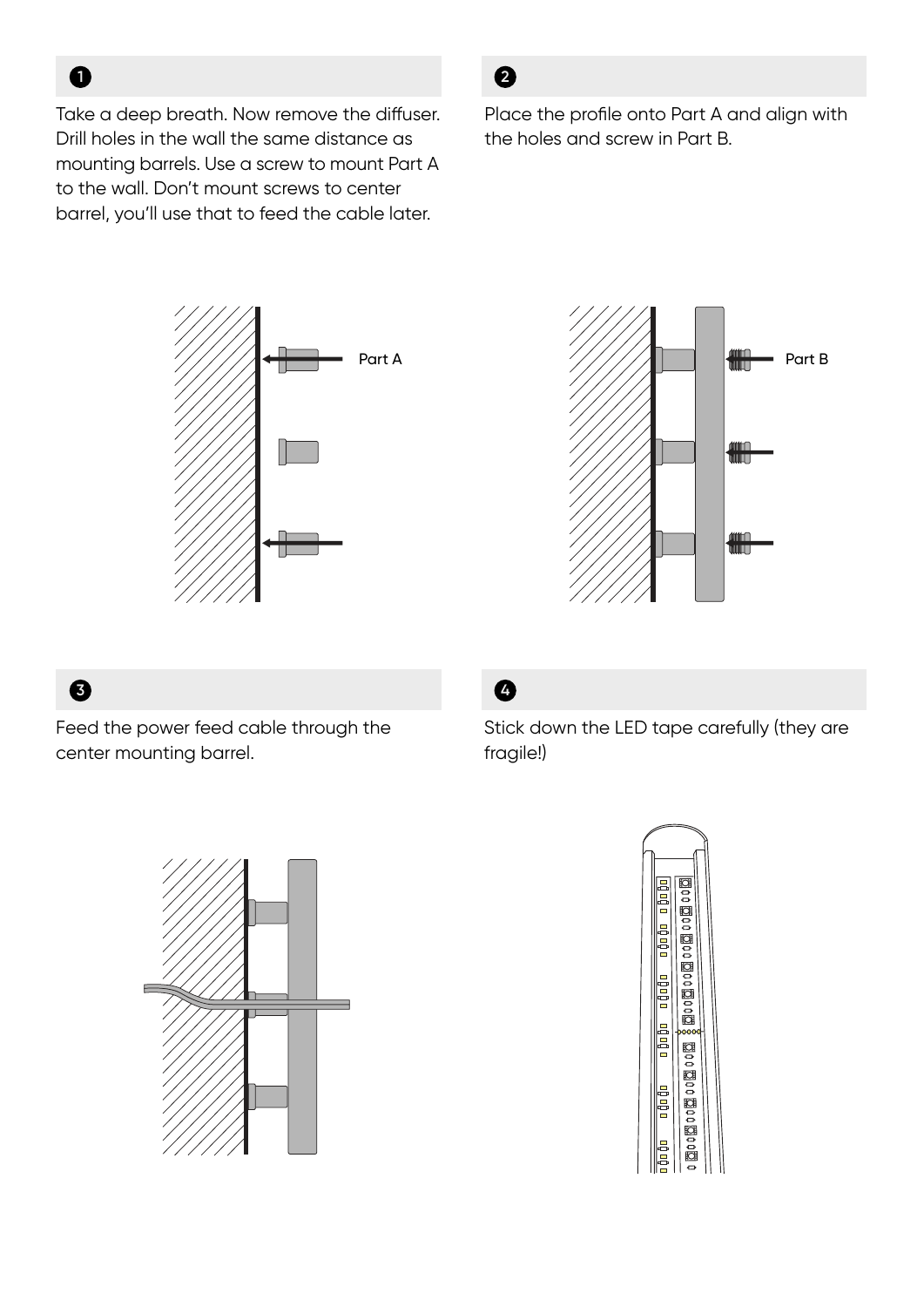## 1

Take a deep breath. Now remove the diffuser. Drill holes in the wall the same distance as mounting barrels. Use a screw to mount Part A to the wall. Don't mount screws to center barrel, you'll use that to feed the cable later.

Part A

## 2

Place the profile onto Part A and align with the holes and screw in Part B.

Part B

## 3

Feed the power feed cable through the center mounting barrel.

## 4

Stick down the LED tape carefully (they are fragile!)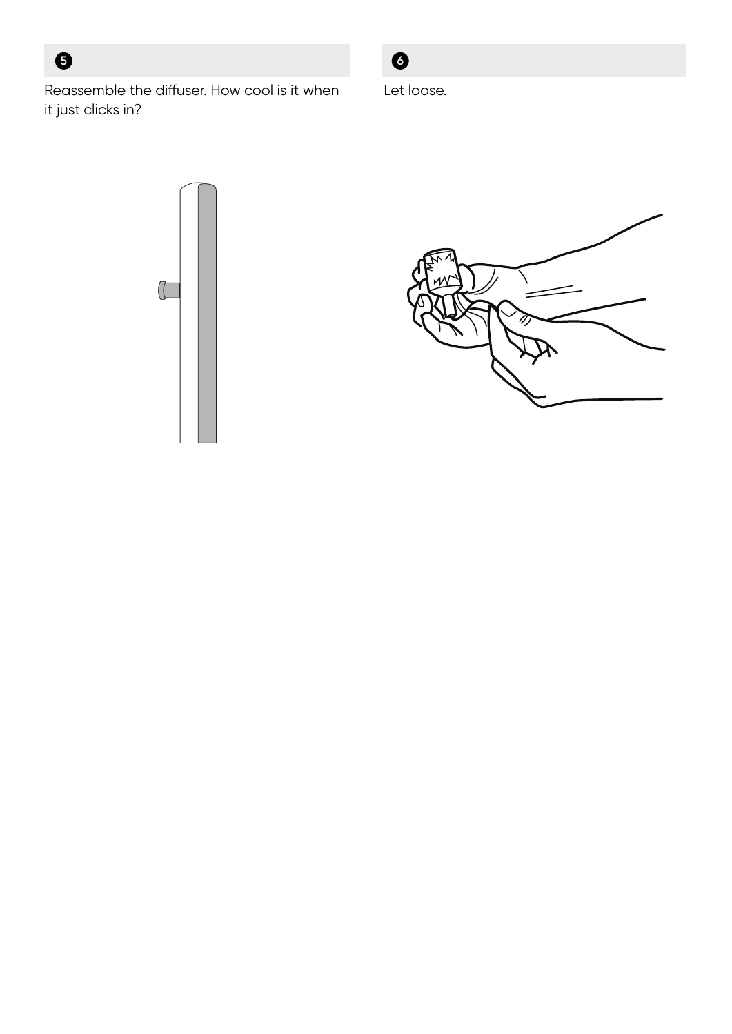**5**

Reassemble the diffuser. How cool is it when it just clicks in?

**6**

Let loose.